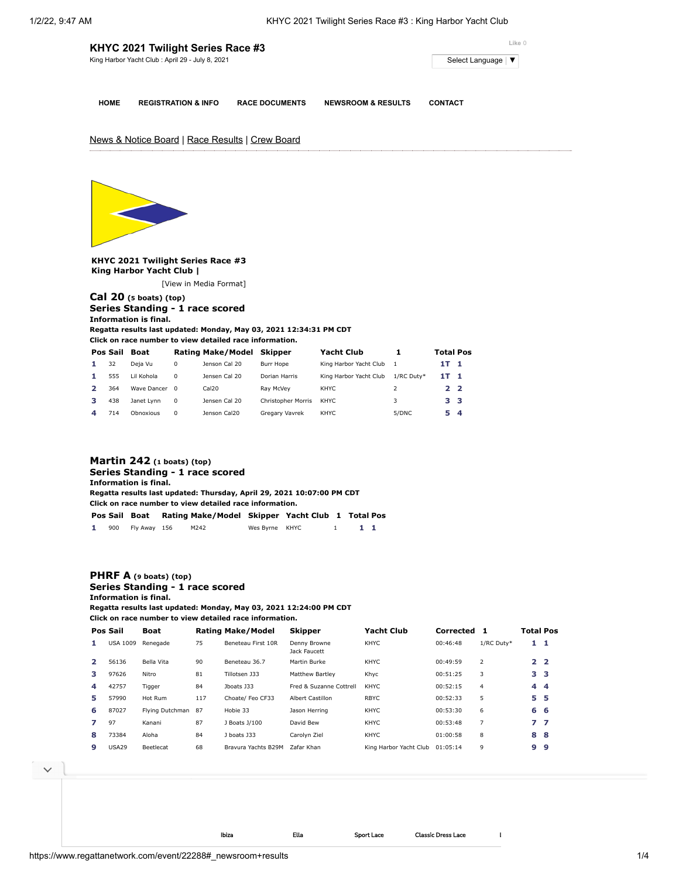## KHYC 2021 Twilight Series Race #3

King Harbor Yacht Club : April 29 - July 8, 2021

Like 0

Select Language ▼

HOME | REGISTRATION & INFO | RACE DOCUMENTS | NEWSROOM & RESULTS | CONTACT

News & Notice Board | Race Results | Crew Board

**KHYC 2021 Twilight Series Race #3**
**King Harbor Yacht Club |**

[View in Media Format]

### Cal 20 (5 boats) (top)

**Series Standing - 1 race scored**
**Information is final.**
**Regatta results last updated: Monday, May 03, 2021 12:34:31 PM CDT**
**Click on race number to view detailed race information.**

| Pos | Sail | Boat | Rating | Make/Model | Skipper | Yacht Club | 1 | Total | Pos |
|---|---|---|---|---|---|---|---|---|---|
| 1 | 32 | Deja Vu | 0 | Jenson Cal 20 | Burr Hope | King Harbor Yacht Club | 1 | 1T | 1 |
| 1 | 555 | Lil Kohola | 0 | Jensen Cal 20 | Dorian Harris | King Harbor Yacht Club | 1/RC Duty* | 1T | 1 |
| 2 | 364 | Wave Dancer | 0 | Cal20 | Ray McVey | KHYC | 2 | 2 | 2 |
| 3 | 438 | Janet Lynn | 0 | Jensen Cal 20 | Christopher Morris | KHYC | 3 | 3 | 3 |
| 4 | 714 | Obnoxious | 0 | Jenson Cal20 | Gregary Vavrek | KHYC | 5/DNC | 5 | 4 |

### Martin 242 (1 boats) (top)

**Series Standing - 1 race scored**
**Information is final.**
**Regatta results last updated: Thursday, April 29, 2021 10:07:00 PM CDT**
**Click on race number to view detailed race information.**

| Pos | Sail | Boat | Rating | Make/Model | Skipper | Yacht Club | 1 | Total | Pos |
|---|---|---|---|---|---|---|---|---|---|
| 1 | 900 | Fly Away | 156 | M242 | Wes Byrne | KHYC | 1 | 1 | 1 |

### PHRF A (9 boats) (top)

**Series Standing - 1 race scored**
**Information is final.**
**Regatta results last updated: Monday, May 03, 2021 12:24:00 PM CDT**
**Click on race number to view detailed race information.**

| Pos | Sail | Boat | Rating | Make/Model | Skipper | Yacht Club | Corrected | 1 | Total | Pos |
|---|---|---|---|---|---|---|---|---|---|---|
| 1 | USA 1009 | Renegade | 75 | Beneteau First 10R | Denny Browne Jack Faucett | KHYC | 00:46:48 | 1/RC Duty* | 1 | 1 |
| 2 | 56136 | Bella Vita | 90 | Beneteau 36.7 | Martin Burke | KHYC | 00:49:59 | 2 | 2 | 2 |
| 3 | 97626 | Nitro | 81 | Tillotsen J33 | Matthew Bartley | Khyc | 00:51:25 | 3 | 3 | 3 |
| 4 | 42757 | Tigger | 84 | Jboats J33 | Fred & Suzanne Cottrell | KHYC | 00:52:15 | 4 | 4 | 4 |
| 5 | 57990 | Hot Rum | 117 | Choate/ Feo CF33 | Albert Castillon | RBYC | 00:52:33 | 5 | 5 | 5 |
| 6 | 87027 | Flying Dutchman | 87 | Hobie 33 | Jason Herring | KHYC | 00:53:30 | 6 | 6 | 6 |
| 7 | 97 | Kanani | 87 | J Boats J/100 | David Bew | KHYC | 00:53:48 | 7 | 7 | 7 |
| 8 | 73384 | Aloha | 84 | J boats J33 | Carolyn Ziel | KHYC | 01:00:58 | 8 | 8 | 8 |
| 9 | USA29 | Beetlecat | 68 | Bravura Yachts B29M | Zafar Khan | King Harbor Yacht Club | 01:05:14 | 9 | 9 | 9 |

Ibiza   Ella   Sport Lace   Classic Dress Lace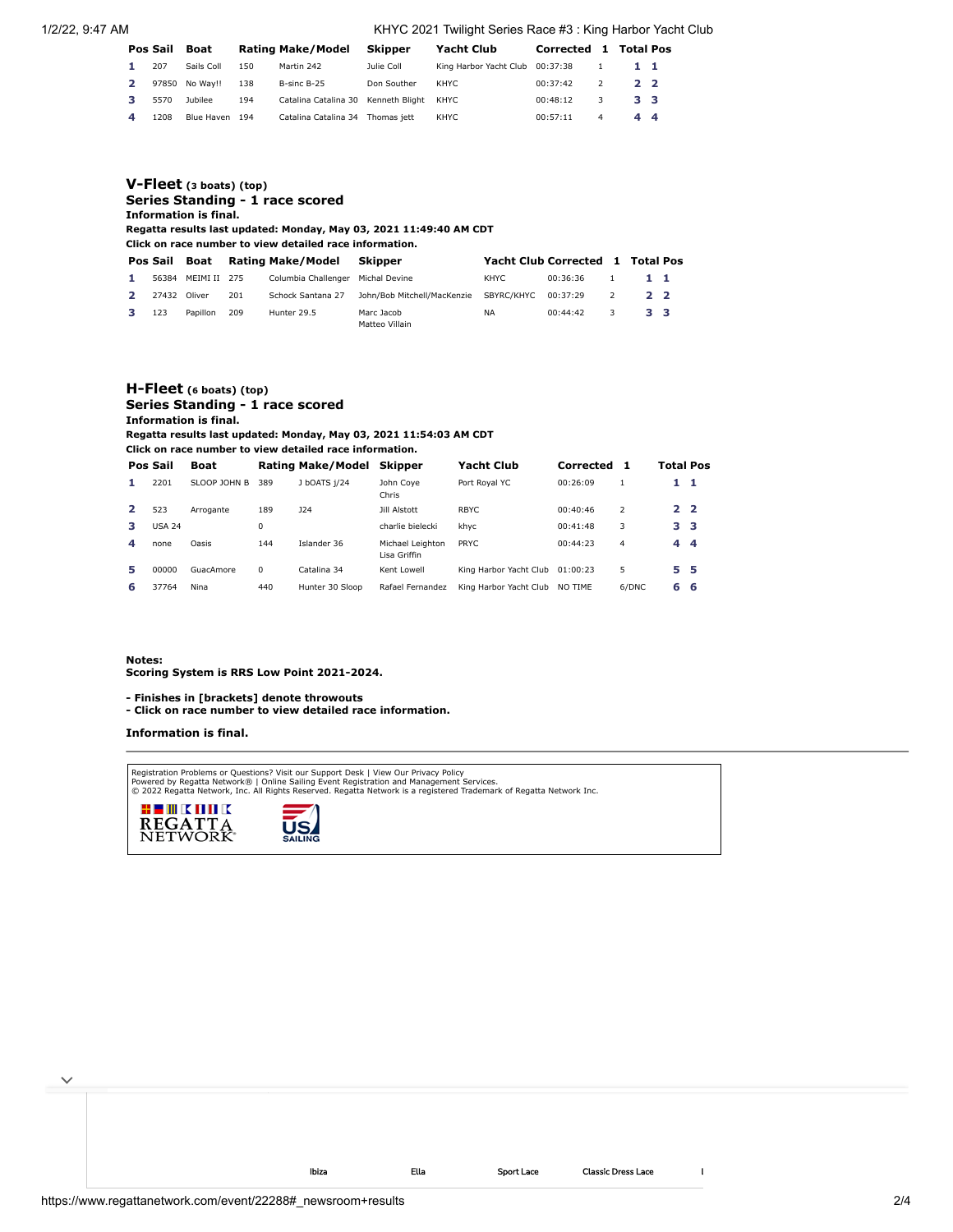| Pos | Sail | Boat | Rating | Make/Model | Skipper | Yacht Club | Corrected | 1 | Total | Pos |
|---|---|---|---|---|---|---|---|---|---|---|
| 1 | 207 | Sails Coll | 150 | Martin 242 | Julie Coll | King Harbor Yacht Club | 00:37:38 | 1 | 1 | 1 |
| 2 | 97850 | No Way!! | 138 | B-sinc B-25 | Don Souther | KHYC | 00:37:42 | 2 | 2 | 2 |
| 3 | 5570 | Jubilee | 194 | Catalina Catalina 30 | Kenneth Blight | KHYC | 00:48:12 | 3 | 3 | 3 |
| 4 | 1208 | Blue Haven | 194 | Catalina Catalina 34 | Thomas jett | KHYC | 00:57:11 | 4 | 4 | 4 |

## V-Fleet (3 boats) (top)

### Series Standing - 1 race scored

**Information is final.**

**Regatta results last updated: Monday, May 03, 2021 11:49:40 AM CDT**

**Click on race number to view detailed race information.**

| Pos | Sail | Boat | Rating | Make/Model | Skipper | Yacht Club | Corrected | 1 | Total | Pos |
|---|---|---|---|---|---|---|---|---|---|---|
| 1 | 56384 | MEIMI II | 275 | Columbia Challenger | Michal Devine | KHYC | 00:36:36 | 1 | 1 | 1 |
| 2 | 27432 | Oliver | 201 | Schock Santana 27 | John/Bob Mitchell/MacKenzie | SBYRC/KHYC | 00:37:29 | 2 | 2 | 2 |
| 3 | 123 | Papillon | 209 | Hunter 29.5 | Marc Jacob Matteo Villain | NA | 00:44:42 | 3 | 3 | 3 |

## H-Fleet (6 boats) (top)

### Series Standing - 1 race scored

**Information is final.**

**Regatta results last updated: Monday, May 03, 2021 11:54:03 AM CDT**

**Click on race number to view detailed race information.**

| Pos | Sail | Boat | Rating | Make/Model | Skipper | Yacht Club | Corrected | 1 | Total | Pos |
|---|---|---|---|---|---|---|---|---|---|---|
| 1 | 2201 | SLOOP JOHN B | 389 | J bOATS j/24 | John Coye Chris | Port Royal YC | 00:26:09 | 1 | 1 | 1 |
| 2 | 523 | Arrogante | 189 | J24 | Jill Alstott | RBYC | 00:40:46 | 2 | 2 | 2 |
| 3 | USA 24 | | 0 | | charlie bielecki | khyc | 00:41:48 | 3 | 3 | 3 |
| 4 | none | Oasis | 144 | Islander 36 | Michael Leighton Lisa Griffin | PRYC | 00:44:23 | 4 | 4 | 4 |
| 5 | 00000 | GuacAmore | 0 | Catalina 34 | Kent Lowell | King Harbor Yacht Club | 01:00:23 | 5 | 5 | 5 |
| 6 | 37764 | Nina | 440 | Hunter 30 Sloop | Rafael Fernandez | King Harbor Yacht Club | NO TIME | 6/DNC | 6 | 6 |

**Notes:**
**Scoring System is RRS Low Point 2021-2024.**

**- Finishes in [brackets] denote throwouts**
**- Click on race number to view detailed race information.**

**Information is final.**

Registration Problems or Questions? Visit our Support Desk | View Our Privacy Policy
Powered by Regatta Network® | Online Sailing Event Registration and Management Services.
© 2022 Regatta Network, Inc. All Rights Reserved. Regatta Network is a registered Trademark of Regatta Network Inc.

Ibiza Ella Sport Lace Classic Dress Lace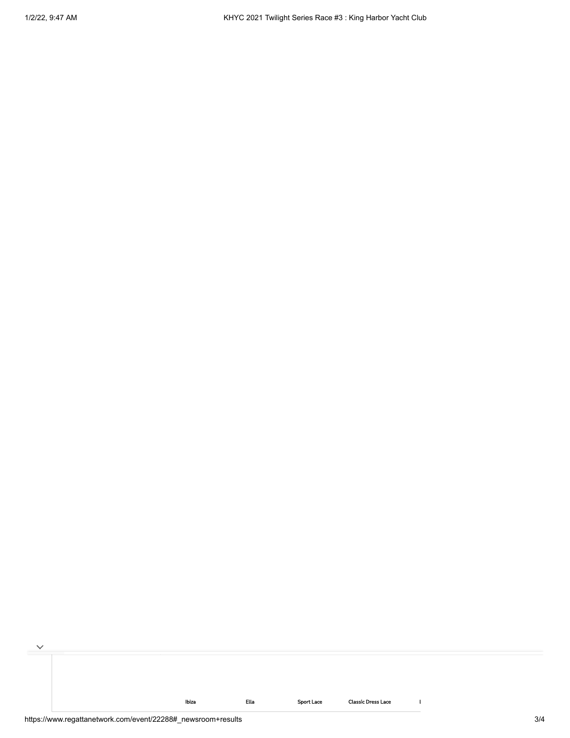Ibiza Ella Sport Lace Classic Dress Lace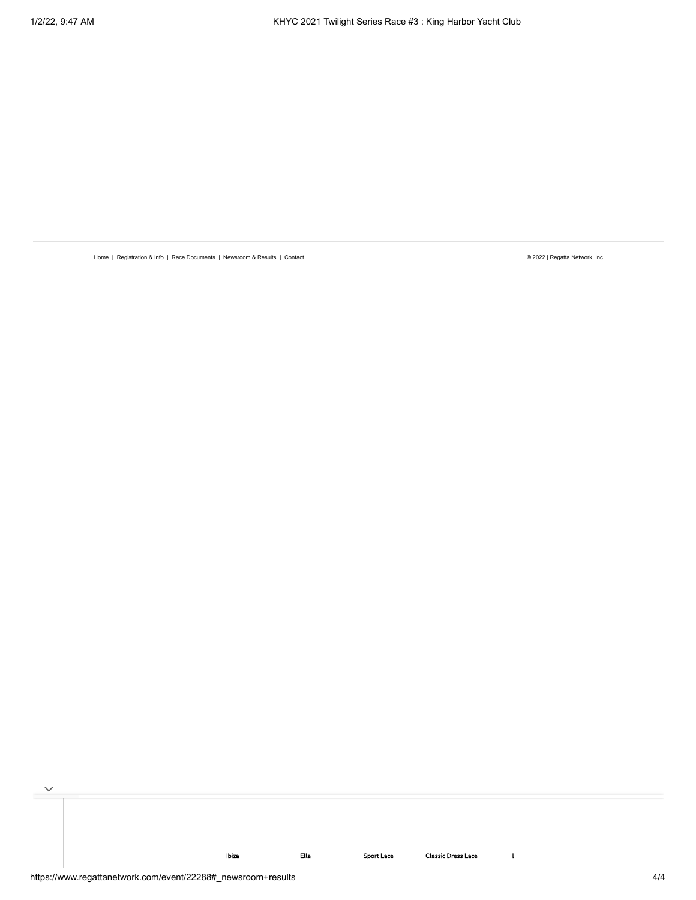Home | Registration & Info | Race Documents | Newsroom & Results | Contact

© 2022 | Regatta Network, Inc.

Ibiza Ella Sport Lace Classic Dress Lace